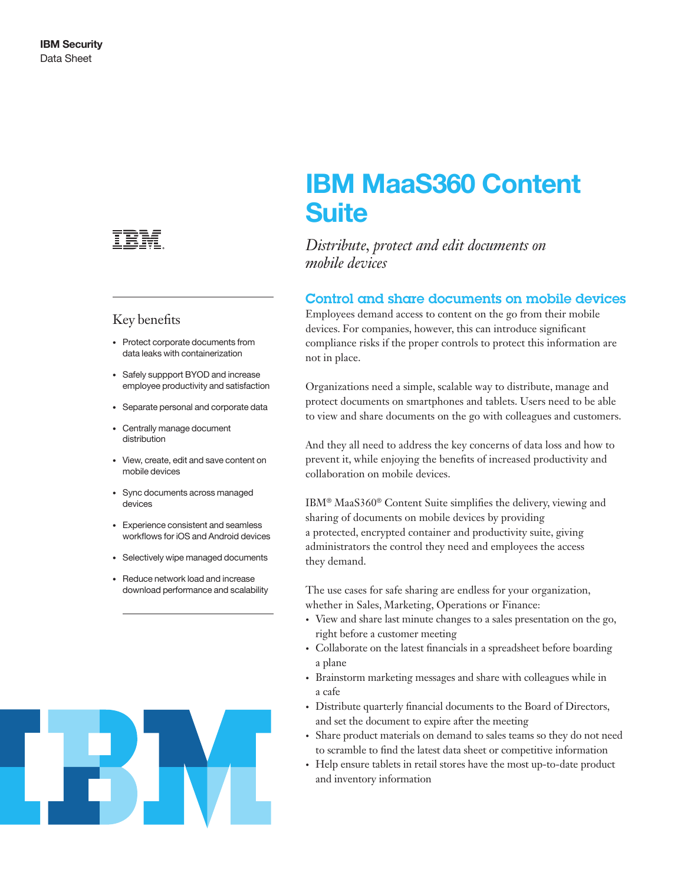**IBM Security**
Data Sheet

# IBM MaaS360 Content Suite

*Distribute, protect and edit documents on mobile devices*

## Key benefits

- Protect corporate documents from data leaks with containerization
- Safely suppport BYOD and increase employee productivity and satisfaction
- Separate personal and corporate data
- Centrally manage document distribution
- View, create, edit and save content on mobile devices
- Sync documents across managed devices
- Experience consistent and seamless workflows for iOS and Android devices
- Selectively wipe managed documents
- Reduce network load and increase download performance and scalability

## Control and share documents on mobile devices

Employees demand access to content on the go from their mobile devices. For companies, however, this can introduce significant compliance risks if the proper controls to protect this information are not in place.

Organizations need a simple, scalable way to distribute, manage and protect documents on smartphones and tablets. Users need to be able to view and share documents on the go with colleagues and customers.

And they all need to address the key concerns of data loss and how to prevent it, while enjoying the benefits of increased productivity and collaboration on mobile devices.

IBM® MaaS360® Content Suite simplifies the delivery, viewing and sharing of documents on mobile devices by providing a protected, encrypted container and productivity suite, giving administrators the control they need and employees the access they demand.

The use cases for safe sharing are endless for your organization, whether in Sales, Marketing, Operations or Finance:

- View and share last minute changes to a sales presentation on the go, right before a customer meeting
- Collaborate on the latest financials in a spreadsheet before boarding a plane
- Brainstorm marketing messages and share with colleagues while in a cafe
- Distribute quarterly financial documents to the Board of Directors, and set the document to expire after the meeting
- Share product materials on demand to sales teams so they do not need to scramble to find the latest data sheet or competitive information
- Help ensure tablets in retail stores have the most up-to-date product and inventory information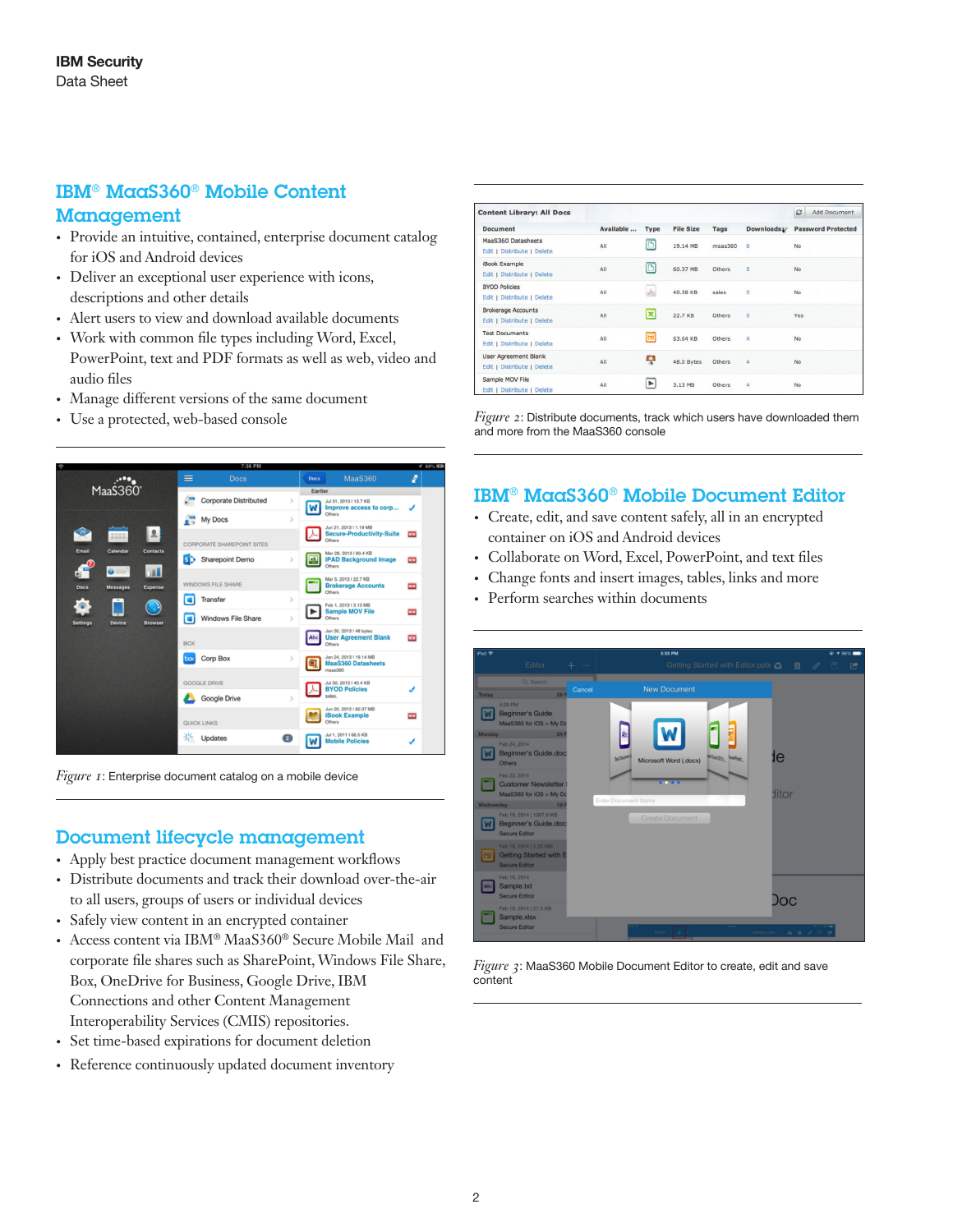## IBM® MaaS360® Mobile Content Management

- Provide an intuitive, contained, enterprise document catalog for iOS and Android devices
- Deliver an exceptional user experience with icons, descriptions and other details
- Alert users to view and download available documents
- Work with common file types including Word, Excel, PowerPoint, text and PDF formats as well as web, video and audio files
- Manage different versions of the same document
- Use a protected, web-based console

*Figure 1*: Enterprise document catalog on a mobile device

## Document lifecycle management

- Apply best practice document management workflows
- Distribute documents and track their download over-the-air to all users, groups of users or individual devices
- Safely view content in an encrypted container
- Access content via IBM® MaaS360® Secure Mobile Mail and corporate file shares such as SharePoint, Windows File Share, Box, OneDrive for Business, Google Drive, IBM Connections and other Content Management Interoperability Services (CMIS) repositories.
- Set time-based expirations for document deletion
- Reference continuously updated document inventory

*Figure 2*: Distribute documents, track which users have downloaded them and more from the MaaS360 console

## IBM® MaaS360® Mobile Document Editor

- Create, edit, and save content safely, all in an encrypted container on iOS and Android devices
- Collaborate on Word, Excel, PowerPoint, and text files
- Change fonts and insert images, tables, links and more
- Perform searches within documents

*Figure 3*: MaaS360 Mobile Document Editor to create, edit and save content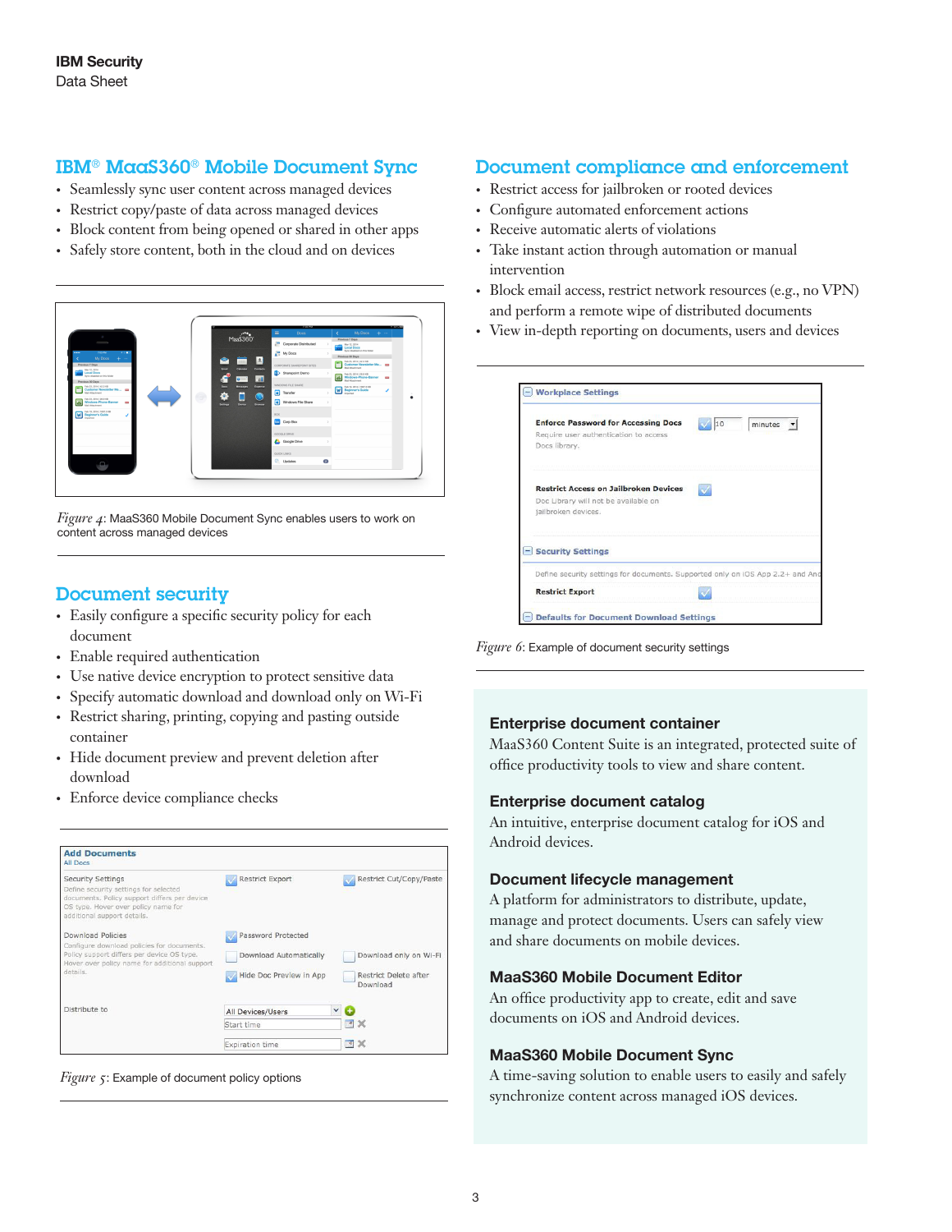## IBM® MaaS360® Mobile Document Sync

- Seamlessly sync user content across managed devices
- Restrict copy/paste of data across managed devices
- Block content from being opened or shared in other apps
- Safely store content, both in the cloud and on devices

*Figure 4*: MaaS360 Mobile Document Sync enables users to work on content across managed devices

## Document security

- Easily configure a specific security policy for each document
- Enable required authentication
- Use native device encryption to protect sensitive data
- Specify automatic download and download only on Wi-Fi
- Restrict sharing, printing, copying and pasting outside container
- Hide document preview and prevent deletion after download
- Enforce device compliance checks

*Figure 5*: Example of document policy options

## Document compliance and enforcement

- Restrict access for jailbroken or rooted devices
- Configure automated enforcement actions
- Receive automatic alerts of violations
- Take instant action through automation or manual intervention
- Block email access, restrict network resources (e.g., no VPN) and perform a remote wipe of distributed documents
- View in-depth reporting on documents, users and devices

*Figure 6*: Example of document security settings

### Enterprise document container

MaaS360 Content Suite is an integrated, protected suite of office productivity tools to view and share content.

### Enterprise document catalog

An intuitive, enterprise document catalog for iOS and Android devices.

### Document lifecycle management

A platform for administrators to distribute, update, manage and protect documents. Users can safely view and share documents on mobile devices.

### MaaS360 Mobile Document Editor

An office productivity app to create, edit and save documents on iOS and Android devices.

### MaaS360 Mobile Document Sync

A time-saving solution to enable users to easily and safely synchronize content across managed iOS devices.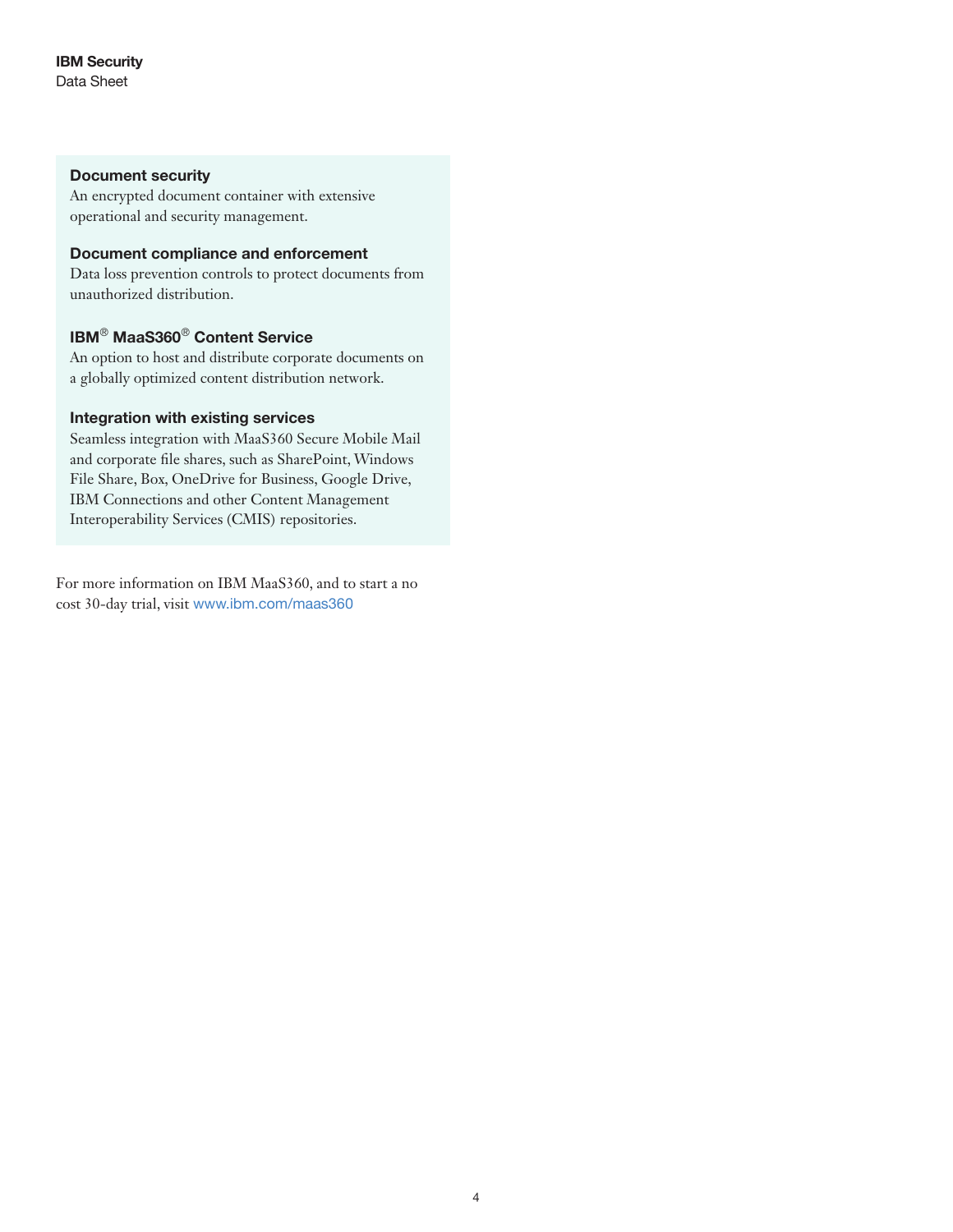### Document security

An encrypted document container with extensive operational and security management.

### Document compliance and enforcement

Data loss prevention controls to protect documents from unauthorized distribution.

### IBM® MaaS360® Content Service

An option to host and distribute corporate documents on a globally optimized content distribution network.

### Integration with existing services

Seamless integration with MaaS360 Secure Mobile Mail and corporate file shares, such as SharePoint, Windows File Share, Box, OneDrive for Business, Google Drive, IBM Connections and other Content Management Interoperability Services (CMIS) repositories.

For more information on IBM MaaS360, and to start a no cost 30-day trial, visit www.ibm.com/maas360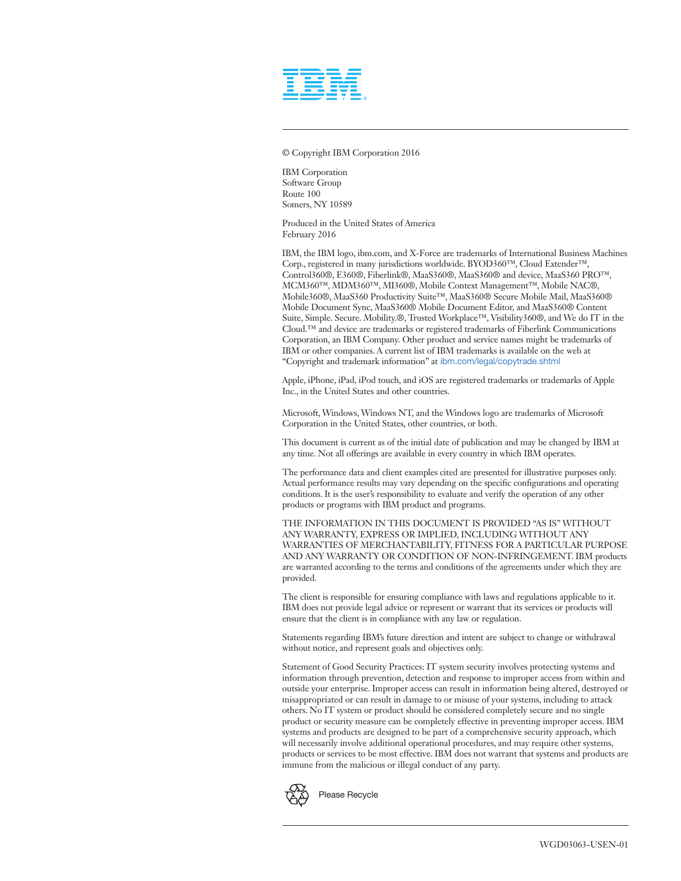© Copyright IBM Corporation 2016

IBM Corporation
Software Group
Route 100
Somers, NY 10589

Produced in the United States of America
February 2016

IBM, the IBM logo, ibm.com, and X-Force are trademarks of International Business Machines Corp., registered in many jurisdictions worldwide. BYOD360™, Cloud Extender™, Control360®, E360®, Fiberlink®, MaaS360®, MaaS360® and device, MaaS360 PRO™, MCM360™, MDM360™, MI360®, Mobile Context Management™, Mobile NAC®, Mobile360®, MaaS360 Productivity Suite™, MaaS360® Secure Mobile Mail, MaaS360® Mobile Document Sync, MaaS360® Mobile Document Editor, and MaaS360® Content Suite, Simple. Secure. Mobility.®, Trusted Workplace™, Visibility360®, and We do IT in the Cloud.™ and device are trademarks or registered trademarks of Fiberlink Communications Corporation, an IBM Company. Other product and service names might be trademarks of IBM or other companies. A current list of IBM trademarks is available on the web at "Copyright and trademark information" at ibm.com/legal/copytrade.shtml

Apple, iPhone, iPad, iPod touch, and iOS are registered trademarks or trademarks of Apple Inc., in the United States and other countries.

Microsoft, Windows, Windows NT, and the Windows logo are trademarks of Microsoft Corporation in the United States, other countries, or both.

This document is current as of the initial date of publication and may be changed by IBM at any time. Not all offerings are available in every country in which IBM operates.

The performance data and client examples cited are presented for illustrative purposes only. Actual performance results may vary depending on the specific configurations and operating conditions. It is the user's responsibility to evaluate and verify the operation of any other products or programs with IBM product and programs.

THE INFORMATION IN THIS DOCUMENT IS PROVIDED "AS IS" WITHOUT ANY WARRANTY, EXPRESS OR IMPLIED, INCLUDING WITHOUT ANY WARRANTIES OF MERCHANTABILITY, FITNESS FOR A PARTICULAR PURPOSE AND ANY WARRANTY OR CONDITION OF NON-INFRINGEMENT. IBM products are warranted according to the terms and conditions of the agreements under which they are provided.

The client is responsible for ensuring compliance with laws and regulations applicable to it. IBM does not provide legal advice or represent or warrant that its services or products will ensure that the client is in compliance with any law or regulation.

Statements regarding IBM's future direction and intent are subject to change or withdrawal without notice, and represent goals and objectives only.

Statement of Good Security Practices: IT system security involves protecting systems and information through prevention, detection and response to improper access from within and outside your enterprise. Improper access can result in information being altered, destroyed or misappropriated or can result in damage to or misuse of your systems, including to attack others. No IT system or product should be considered completely secure and no single product or security measure can be completely effective in preventing improper access. IBM systems and products are designed to be part of a comprehensive security approach, which will necessarily involve additional operational procedures, and may require other systems, products or services to be most effective. IBM does not warrant that systems and products are immune from the malicious or illegal conduct of any party.

Please Recycle

WGD03063-USEN-01